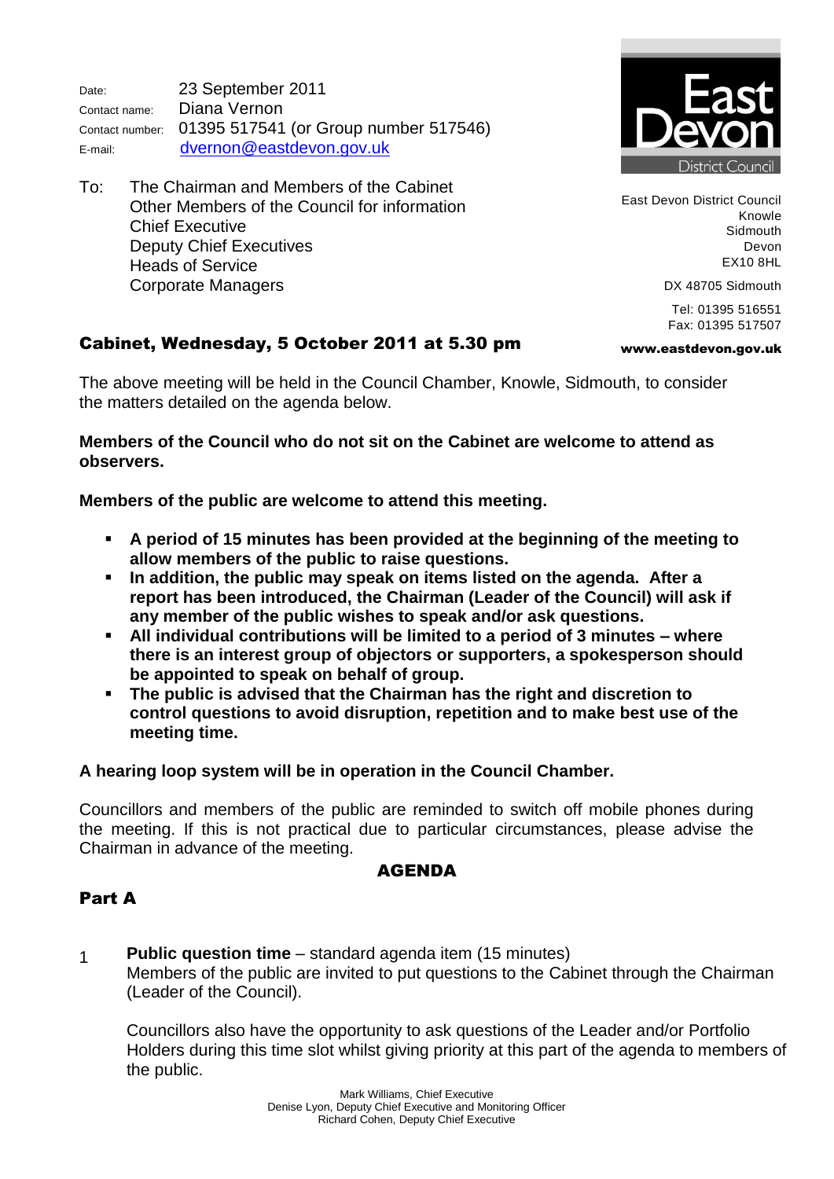| | |
|---|---|
| Date: | 23 September 2011 |
| Contact name: | Diana Vernon |
| Contact number: | 01395 517541 (or Group number 517546) |
| E-mail: | dvernon@eastdevon.gov.uk |

East Devon District Council
Knowle
Sidmouth
Devon
EX10 8HL

DX 48705 Sidmouth

Tel: 01395 516551
Fax: 01395 517507

**www.eastdevon.gov.uk**

To: The Chairman and Members of the Cabinet
Other Members of the Council for information
Chief Executive
Deputy Chief Executives
Heads of Service
Corporate Managers

## Cabinet, Wednesday, 5 October 2011 at 5.30 pm

The above meeting will be held in the Council Chamber, Knowle, Sidmouth, to consider the matters detailed on the agenda below.

**Members of the Council who do not sit on the Cabinet are welcome to attend as observers.**

**Members of the public are welcome to attend this meeting.**

- **A period of 15 minutes has been provided at the beginning of the meeting to allow members of the public to raise questions.**
- **In addition, the public may speak on items listed on the agenda. After a report has been introduced, the Chairman (Leader of the Council) will ask if any member of the public wishes to speak and/or ask questions.**
- **All individual contributions will be limited to a period of 3 minutes – where there is an interest group of objectors or supporters, a spokesperson should be appointed to speak on behalf of group.**
- **The public is advised that the Chairman has the right and discretion to control questions to avoid disruption, repetition and to make best use of the meeting time.**

**A hearing loop system will be in operation in the Council Chamber.**

Councillors and members of the public are reminded to switch off mobile phones during the meeting. If this is not practical due to particular circumstances, please advise the Chairman in advance of the meeting.

## AGENDA

### Part A

1 **Public question time** – standard agenda item (15 minutes)
Members of the public are invited to put questions to the Cabinet through the Chairman (Leader of the Council).

Councillors also have the opportunity to ask questions of the Leader and/or Portfolio Holders during this time slot whilst giving priority at this part of the agenda to members of the public.

Mark Williams, Chief Executive
Denise Lyon, Deputy Chief Executive and Monitoring Officer
Richard Cohen, Deputy Chief Executive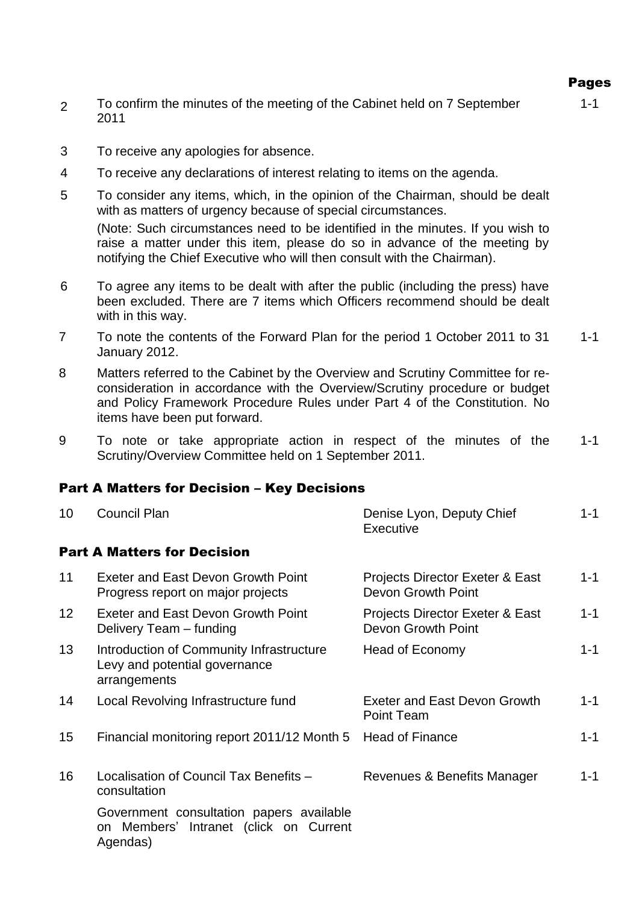| | | | Pages |
|---|---|---|---|
| 2 | To confirm the minutes of the meeting of the Cabinet held on 7 September 2011 | | 1-1 |
| 3 | To receive any apologies for absence. | | |
| 4 | To receive any declarations of interest relating to items on the agenda. | | |
| 5 | To consider any items, which, in the opinion of the Chairman, should be dealt with as matters of urgency because of special circumstances.<br>(Note: Such circumstances need to be identified in the minutes. If you wish to raise a matter under this item, please do so in advance of the meeting by notifying the Chief Executive who will then consult with the Chairman). | | |
| 6 | To agree any items to be dealt with after the public (including the press) have been excluded. There are 7 items which Officers recommend should be dealt with in this way. | | |
| 7 | To note the contents of the Forward Plan for the period 1 October 2011 to 31 January 2012. | | 1-1 |
| 8 | Matters referred to the Cabinet by the Overview and Scrutiny Committee for re-consideration in accordance with the Overview/Scrutiny procedure or budget and Policy Framework Procedure Rules under Part 4 of the Constitution. No items have been put forward. | | |
| 9 | To note or take appropriate action in respect of the minutes of the Scrutiny/Overview Committee held on 1 September 2011. | | 1-1 |

## Part A Matters for Decision – Key Decisions

| | | | |
|---|---|---|---|
| 10 | Council Plan | Denise Lyon, Deputy Chief Executive | 1-1 |

## Part A Matters for Decision

| | | | |
|---|---|---|---|
| 11 | Exeter and East Devon Growth Point Progress report on major projects | Projects Director Exeter & East Devon Growth Point | 1-1 |
| 12 | Exeter and East Devon Growth Point Delivery Team – funding | Projects Director Exeter & East Devon Growth Point | 1-1 |
| 13 | Introduction of Community Infrastructure Levy and potential governance arrangements | Head of Economy | 1-1 |
| 14 | Local Revolving Infrastructure fund | Exeter and East Devon Growth Point Team | 1-1 |
| 15 | Financial monitoring report 2011/12 Month 5 | Head of Finance | 1-1 |
| 16 | Localisation of Council Tax Benefits – consultation<br>Government consultation papers available on Members' Intranet (click on Current Agendas) | Revenues & Benefits Manager | 1-1 |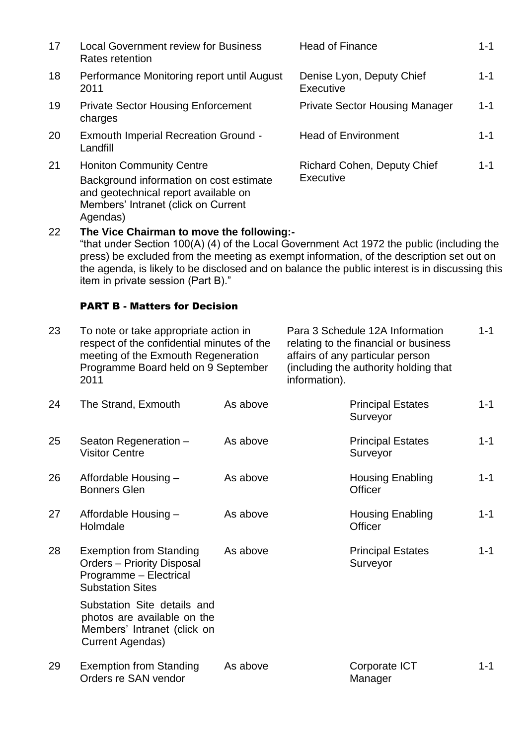| | | | |
|---|---|---|---|
| 17 | Local Government review for Business Rates retention | Head of Finance | 1-1 |
| 18 | Performance Monitoring report until August 2011 | Denise Lyon, Deputy Chief Executive | 1-1 |
| 19 | Private Sector Housing Enforcement charges | Private Sector Housing Manager | 1-1 |
| 20 | Exmouth Imperial Recreation Ground - Landfill | Head of Environment | 1-1 |
| 21 | Honiton Community Centre<br>Background information on cost estimate and geotechnical report available on Members' Intranet (click on Current Agendas) | Richard Cohen, Deputy Chief Executive | 1-1 |

22 **The Vice Chairman to move the following:-**
"that under Section 100(A) (4) of the Local Government Act 1972 the public (including the press) be excluded from the meeting as exempt information, of the description set out on the agenda, is likely to be disclosed and on balance the public interest is in discussing this item in private session (Part B)."

**PART B - Matters for Decision**

| | | | | |
|---|---|---|---|---|
| 23 | To note or take appropriate action in respect of the confidential minutes of the meeting of the Exmouth Regeneration Programme Board held on 9 September 2011 | Para 3 Schedule 12A Information relating to the financial or business affairs of any particular person (including the authority holding that information). | | 1-1 |
| 24 | The Strand, Exmouth | As above | Principal Estates Surveyor | 1-1 |
| 25 | Seaton Regeneration – Visitor Centre | As above | Principal Estates Surveyor | 1-1 |
| 26 | Affordable Housing – Bonners Glen | As above | Housing Enabling Officer | 1-1 |
| 27 | Affordable Housing – Holmdale | As above | Housing Enabling Officer | 1-1 |
| 28 | Exemption from Standing Orders – Priority Disposal Programme – Electrical Substation Sites<br>Substation Site details and photos are available on the Members' Intranet (click on Current Agendas) | As above | Principal Estates Surveyor | 1-1 |
| 29 | Exemption from Standing Orders re SAN vendor | As above | Corporate ICT Manager | 1-1 |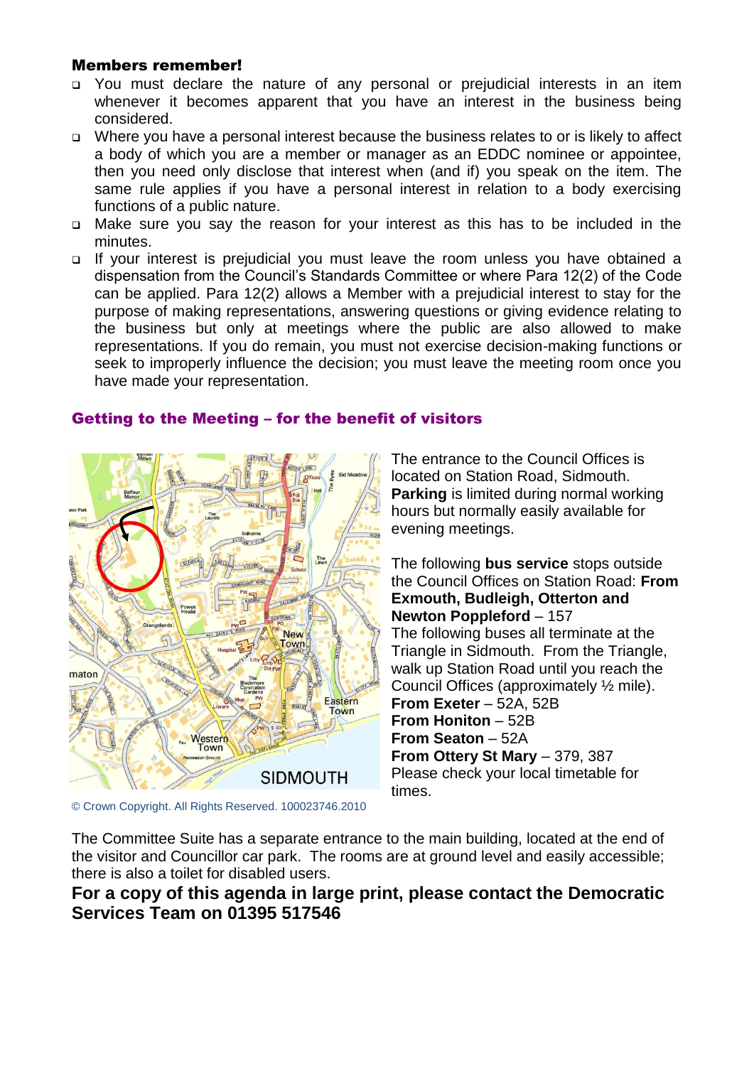**Members remember!**

- You must declare the nature of any personal or prejudicial interests in an item whenever it becomes apparent that you have an interest in the business being considered.
- Where you have a personal interest because the business relates to or is likely to affect a body of which you are a member or manager as an EDDC nominee or appointee, then you need only disclose that interest when (and if) you speak on the item. The same rule applies if you have a personal interest in relation to a body exercising functions of a public nature.
- Make sure you say the reason for your interest as this has to be included in the minutes.
- If your interest is prejudicial you must leave the room unless you have obtained a dispensation from the Council's Standards Committee or where Para 12(2) of the Code can be applied. Para 12(2) allows a Member with a prejudicial interest to stay for the purpose of making representations, answering questions or giving evidence relating to the business but only at meetings where the public are also allowed to make representations. If you do remain, you must not exercise decision-making functions or seek to improperly influence the decision; you must leave the meeting room once you have made your representation.

## Getting to the Meeting – for the benefit of visitors

© Crown Copyright. All Rights Reserved. 100023746.2010

The entrance to the Council Offices is located on Station Road, Sidmouth. **Parking** is limited during normal working hours but normally easily available for evening meetings.

The following **bus service** stops outside the Council Offices on Station Road: **From Exmouth, Budleigh, Otterton and Newton Poppleford** – 157

The following buses all terminate at the Triangle in Sidmouth. From the Triangle, walk up Station Road until you reach the Council Offices (approximately ½ mile).

**From Exeter** – 52A, 52B
**From Honiton** – 52B
**From Seaton** – 52A
**From Ottery St Mary** – 379, 387

Please check your local timetable for times.

The Committee Suite has a separate entrance to the main building, located at the end of the visitor and Councillor car park. The rooms are at ground level and easily accessible; there is also a toilet for disabled users.

**For a copy of this agenda in large print, please contact the Democratic Services Team on 01395 517546**